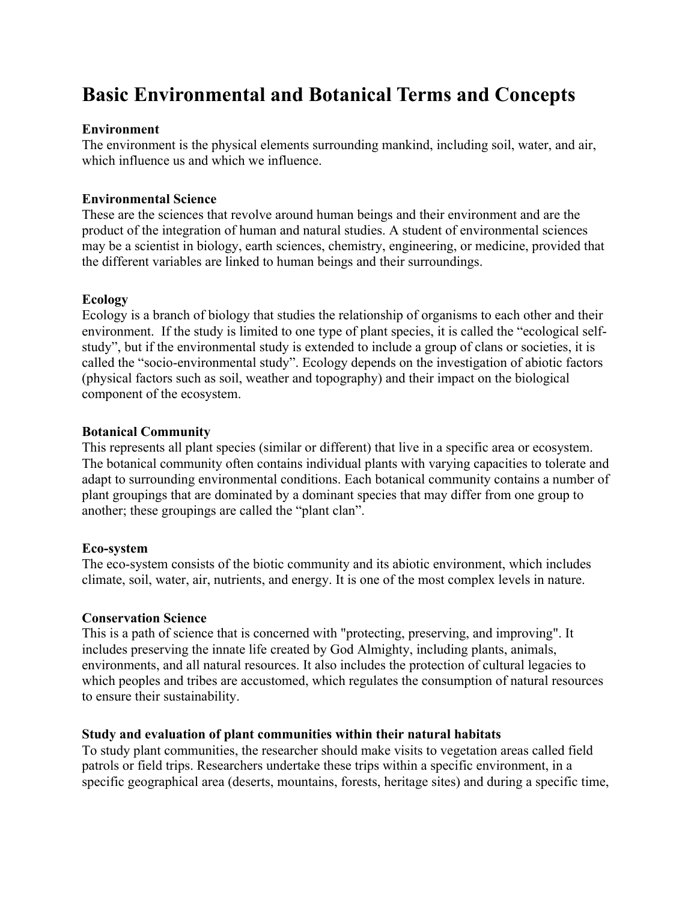# Basic Environmental and Botanical Terms and Concepts

**Environment**

The environment is the physical elements surrounding mankind, including soil, water, and air, which influence us and which we influence.

**Environmental Science**

These are the sciences that revolve around human beings and their environment and are the product of the integration of human and natural studies. A student of environmental sciences may be a scientist in biology, earth sciences, chemistry, engineering, or medicine, provided that the different variables are linked to human beings and their surroundings.

**Ecology**

Ecology is a branch of biology that studies the relationship of organisms to each other and their environment. If the study is limited to one type of plant species, it is called the "ecological self-study", but if the environmental study is extended to include a group of clans or societies, it is called the "socio-environmental study". Ecology depends on the investigation of abiotic factors (physical factors such as soil, weather and topography) and their impact on the biological component of the ecosystem.

**Botanical Community**

This represents all plant species (similar or different) that live in a specific area or ecosystem. The botanical community often contains individual plants with varying capacities to tolerate and adapt to surrounding environmental conditions. Each botanical community contains a number of plant groupings that are dominated by a dominant species that may differ from one group to another; these groupings are called the "plant clan".

**Eco-system**

The eco-system consists of the biotic community and its abiotic environment, which includes climate, soil, water, air, nutrients, and energy. It is one of the most complex levels in nature.

**Conservation Science**

This is a path of science that is concerned with "protecting, preserving, and improving". It includes preserving the innate life created by God Almighty, including plants, animals, environments, and all natural resources. It also includes the protection of cultural legacies to which peoples and tribes are accustomed, which regulates the consumption of natural resources to ensure their sustainability.

**Study and evaluation of plant communities within their natural habitats**

To study plant communities, the researcher should make visits to vegetation areas called field patrols or field trips. Researchers undertake these trips within a specific environment, in a specific geographical area (deserts, mountains, forests, heritage sites) and during a specific time,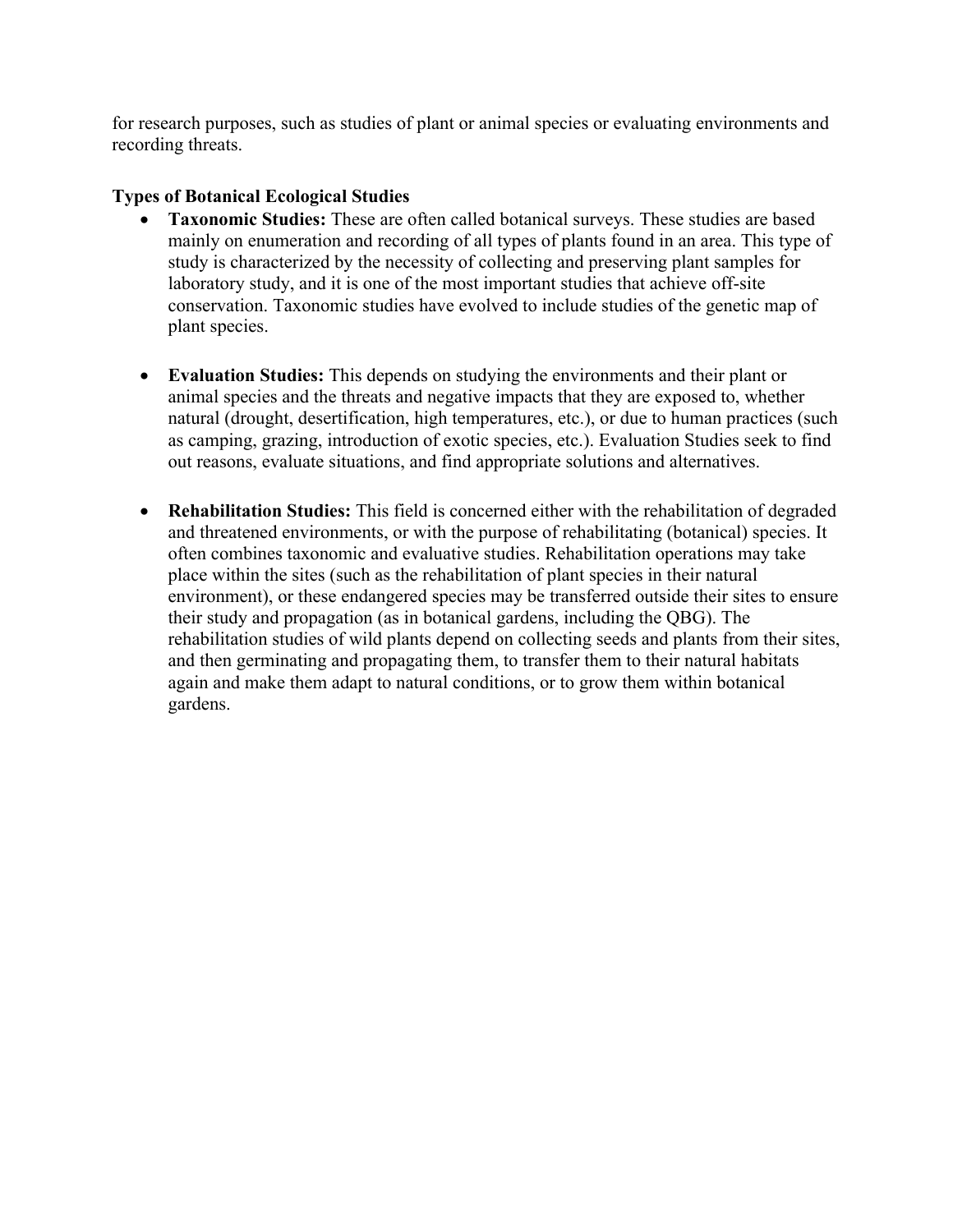for research purposes, such as studies of plant or animal species or evaluating environments and recording threats.

**Types of Botanical Ecological Studies**

- **Taxonomic Studies:** These are often called botanical surveys. These studies are based mainly on enumeration and recording of all types of plants found in an area. This type of study is characterized by the necessity of collecting and preserving plant samples for laboratory study, and it is one of the most important studies that achieve off-site conservation. Taxonomic studies have evolved to include studies of the genetic map of plant species.

- **Evaluation Studies:** This depends on studying the environments and their plant or animal species and the threats and negative impacts that they are exposed to, whether natural (drought, desertification, high temperatures, etc.), or due to human practices (such as camping, grazing, introduction of exotic species, etc.). Evaluation Studies seek to find out reasons, evaluate situations, and find appropriate solutions and alternatives.

- **Rehabilitation Studies:** This field is concerned either with the rehabilitation of degraded and threatened environments, or with the purpose of rehabilitating (botanical) species. It often combines taxonomic and evaluative studies. Rehabilitation operations may take place within the sites (such as the rehabilitation of plant species in their natural environment), or these endangered species may be transferred outside their sites to ensure their study and propagation (as in botanical gardens, including the QBG). The rehabilitation studies of wild plants depend on collecting seeds and plants from their sites, and then germinating and propagating them, to transfer them to their natural habitats again and make them adapt to natural conditions, or to grow them within botanical gardens.